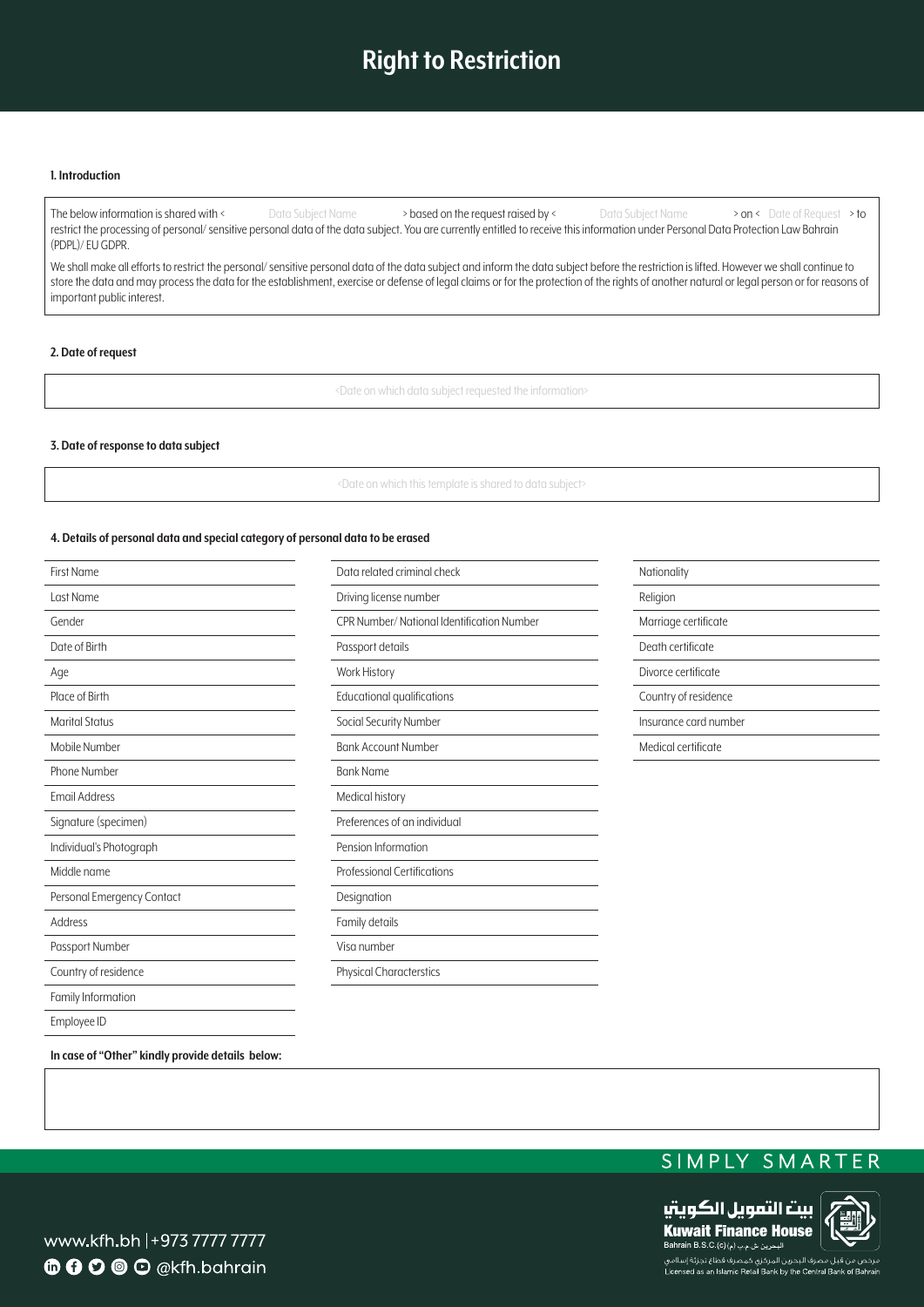# Right to Restriction

**1. Introduction**

The below information is shared with < Data Subject Name > based on the request raised by < Data Subject Name > on < Date of Request > to restrict the processing of personal/ sensitive personal data of the data subject. You are currently entitled to receive this information under Personal Data Protection Law Bahrain (PDPL)/ EU GDPR.

We shall make all efforts to restrict the personal/ sensitive personal data of the data subject and inform the data subject before the restriction is lifted. However we shall continue to store the data and may process the data for the establishment, exercise or defense of legal claims or for the protection of the rights of another natural or legal person or for reasons of important public interest.

**2. Date of request**

<Date on which data subject requested the information>

**3. Date of response to data subject**

<Date on which this template is shared to data subject>

**4. Details of personal data and special category of personal data to be erased**

| | | |
|---|---|---|
| First Name | Data related criminal check | Nationality |
| Last Name | Driving license number | Religion |
| Gender | CPR Number/ National Identification Number | Marriage certificate |
| Date of Birth | Passport details | Death certificate |
| Age | Work History | Divorce certificate |
| Place of Birth | Educational qualifications | Country of residence |
| Marital Status | Social Security Number | Insurance card number |
| Mobile Number | Bank Account Number | Medical certificate |
| Phone Number | Bank Name | |
| Email Address | Medical history | |
| Signature (specimen) | Preferences of an individual | |
| Individual's Photograph | Pension Information | |
| Middle name | Professional Certifications | |
| Personal Emergency Contact | Designation | |
| Address | Family details | |
| Passport Number | Visa number | |
| Country of residence | Physical Characterstics | |
| Family Information | | |
| Employee ID | | |

**In case of "Other" kindly provide details below:**

SIMPLY SMARTER

www.kfh.bh | +973 7777 7777

@kfh.bahrain

بيت التمويل الكويتي
Kuwait Finance House
Bahrain B.S.C.(c) البحرين ش.م.ب (م)

مرخص من قبل مصرف البحرين المركزي كمصرف قطاع تجزئة إسلامي
Licensed as an Islamic Retail Bank by the Central Bank of Bahrain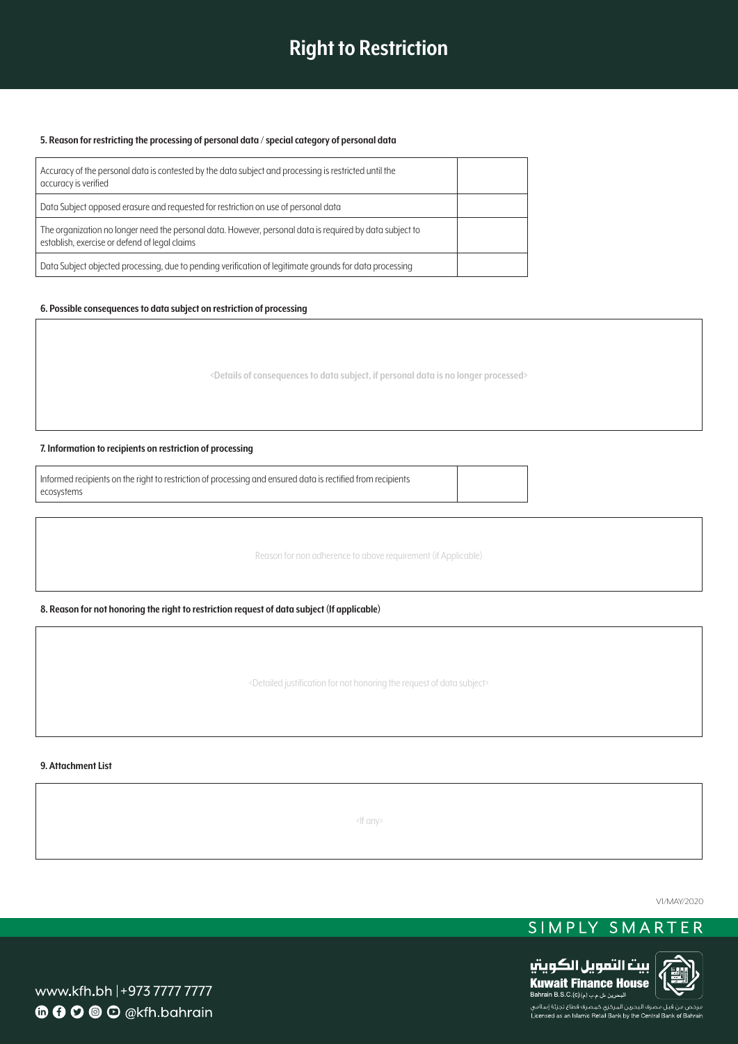# Right to Restriction

**5. Reason for restricting the processing of personal data / special category of personal data**

| | |
|---|---|
| Accuracy of the personal data is contested by the data subject and processing is restricted until the accuracy is verified | |
| Data Subject opposed erasure and requested for restriction on use of personal data | |
| The organization no longer need the personal data. However, personal data is required by data subject to establish, exercise or defend of legal claims | |
| Data Subject objected processing, due to pending verification of legitimate grounds for data processing | |

**6. Possible consequences to data subject on restriction of processing**

<Details of consequences to data subject, if personal data is no longer processed>

**7. Information to recipients on restriction of processing**

| | |
|---|---|
| Informed recipients on the right to restriction of processing and ensured data is rectified from recipients ecosystems | |

Reason for non adherence to above requirement (if Applicable)

**8. Reason for not honoring the right to restriction request of data subject (If applicable)**

<Detailed justification for not honoring the request of data subject>

**9. Attachment List**

<If any>

V1/MAY/2020

SIMPLY SMARTER

www.kfh.bh | +973 7777 7777
@kfh.bahrain

بيت التمويل الكويتي
Kuwait Finance House
Bahrain B.S.C.(c) البحرين ش.م.ب (م)

مرخص من قبل مصرف البحرين المركزي كمصرف قطاع تجزئة إسلامي
Licensed as an Islamic Retail Bank by the Central Bank of Bahrain